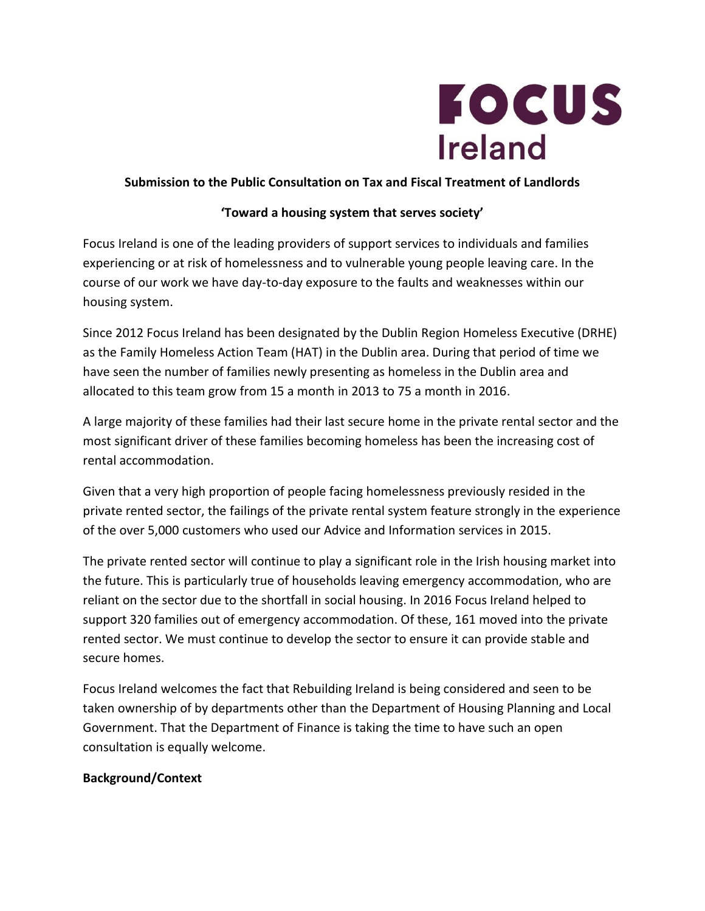FOCUS Ireland

**Submission to the Public Consultation on Tax and Fiscal Treatment of Landlords**

**'Toward a housing system that serves society'**

Focus Ireland is one of the leading providers of support services to individuals and families experiencing or at risk of homelessness and to vulnerable young people leaving care. In the course of our work we have day-to-day exposure to the faults and weaknesses within our housing system.

Since 2012 Focus Ireland has been designated by the Dublin Region Homeless Executive (DRHE) as the Family Homeless Action Team (HAT) in the Dublin area. During that period of time we have seen the number of families newly presenting as homeless in the Dublin area and allocated to this team grow from 15 a month in 2013 to 75 a month in 2016.

A large majority of these families had their last secure home in the private rental sector and the most significant driver of these families becoming homeless has been the increasing cost of rental accommodation.

Given that a very high proportion of people facing homelessness previously resided in the private rented sector, the failings of the private rental system feature strongly in the experience of the over 5,000 customers who used our Advice and Information services in 2015.

The private rented sector will continue to play a significant role in the Irish housing market into the future. This is particularly true of households leaving emergency accommodation, who are reliant on the sector due to the shortfall in social housing. In 2016 Focus Ireland helped to support 320 families out of emergency accommodation. Of these, 161 moved into the private rented sector. We must continue to develop the sector to ensure it can provide stable and secure homes.

Focus Ireland welcomes the fact that Rebuilding Ireland is being considered and seen to be taken ownership of by departments other than the Department of Housing Planning and Local Government. That the Department of Finance is taking the time to have such an open consultation is equally welcome.

**Background/Context**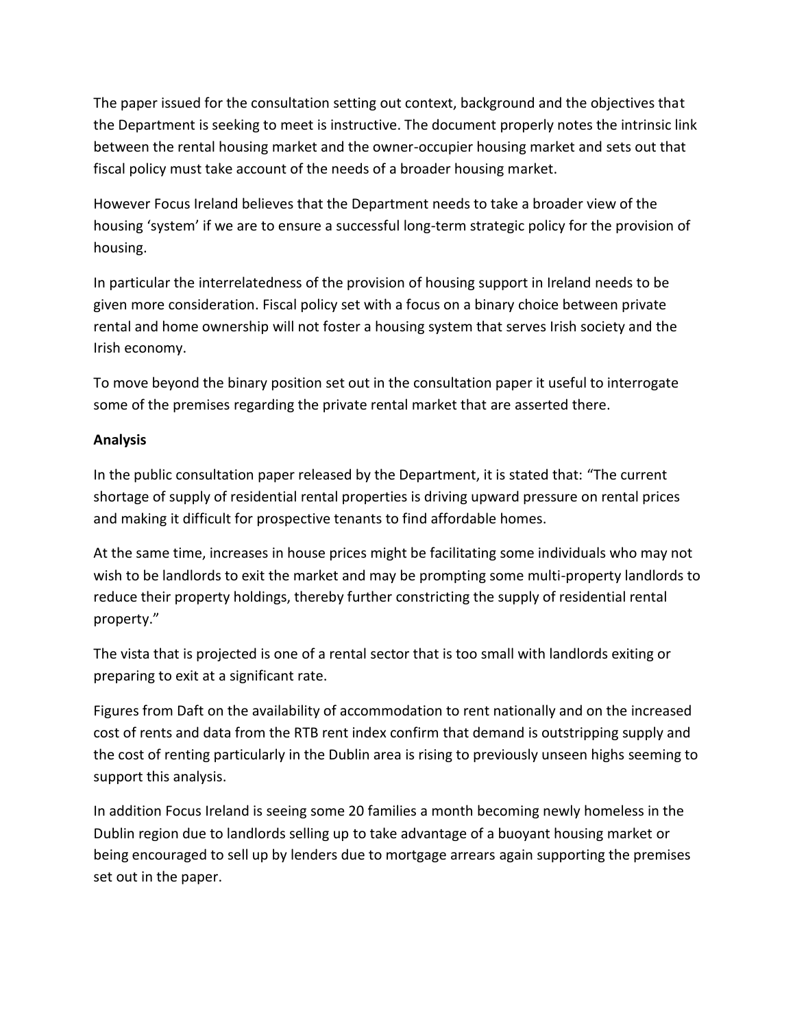The paper issued for the consultation setting out context, background and the objectives that the Department is seeking to meet is instructive. The document properly notes the intrinsic link between the rental housing market and the owner-occupier housing market and sets out that fiscal policy must take account of the needs of a broader housing market.

However Focus Ireland believes that the Department needs to take a broader view of the housing 'system' if we are to ensure a successful long-term strategic policy for the provision of housing.

In particular the interrelatedness of the provision of housing support in Ireland needs to be given more consideration. Fiscal policy set with a focus on a binary choice between private rental and home ownership will not foster a housing system that serves Irish society and the Irish economy.

To move beyond the binary position set out in the consultation paper it useful to interrogate some of the premises regarding the private rental market that are asserted there.

**Analysis**

In the public consultation paper released by the Department, it is stated that: "The current shortage of supply of residential rental properties is driving upward pressure on rental prices and making it difficult for prospective tenants to find affordable homes.

At the same time, increases in house prices might be facilitating some individuals who may not wish to be landlords to exit the market and may be prompting some multi-property landlords to reduce their property holdings, thereby further constricting the supply of residential rental property."

The vista that is projected is one of a rental sector that is too small with landlords exiting or preparing to exit at a significant rate.

Figures from Daft on the availability of accommodation to rent nationally and on the increased cost of rents and data from the RTB rent index confirm that demand is outstripping supply and the cost of renting particularly in the Dublin area is rising to previously unseen highs seeming to support this analysis.

In addition Focus Ireland is seeing some 20 families a month becoming newly homeless in the Dublin region due to landlords selling up to take advantage of a buoyant housing market or being encouraged to sell up by lenders due to mortgage arrears again supporting the premises set out in the paper.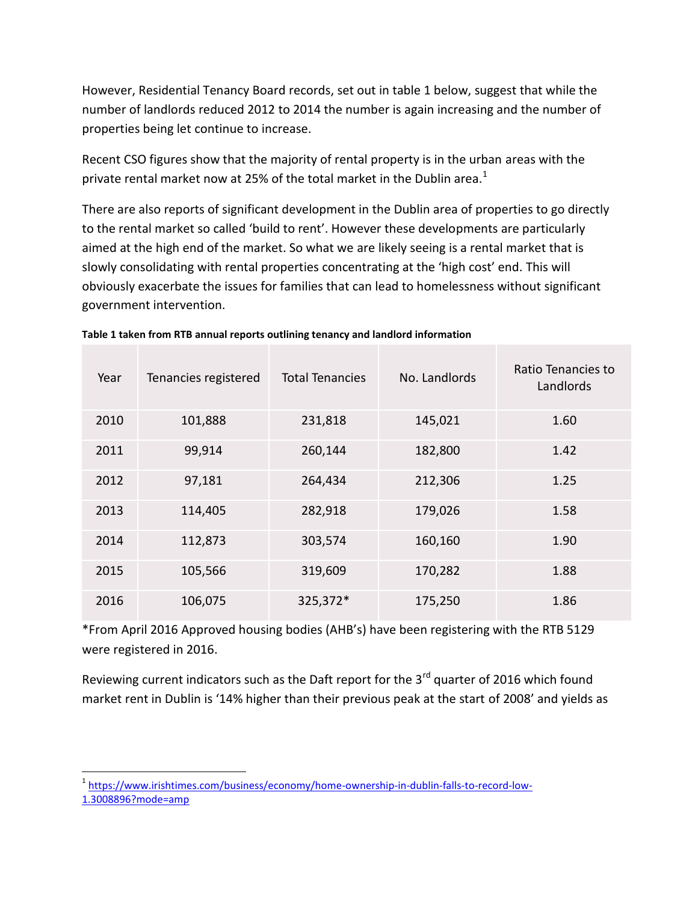However, Residential Tenancy Board records, set out in table 1 below, suggest that while the number of landlords reduced 2012 to 2014 the number is again increasing and the number of properties being let continue to increase.

Recent CSO figures show that the majority of rental property is in the urban areas with the private rental market now at 25% of the total market in the Dublin area.[1]

There are also reports of significant development in the Dublin area of properties to go directly to the rental market so called 'build to rent'. However these developments are particularly aimed at the high end of the market. So what we are likely seeing is a rental market that is slowly consolidating with rental properties concentrating at the 'high cost' end. This will obviously exacerbate the issues for families that can lead to homelessness without significant government intervention.

**Table 1 taken from RTB annual reports outlining tenancy and landlord information**

| Year | Tenancies registered | Total Tenancies | No. Landlords | Ratio Tenancies to Landlords |
|---|---|---|---|---|
| 2010 | 101,888 | 231,818 | 145,021 | 1.60 |
| 2011 | 99,914 | 260,144 | 182,800 | 1.42 |
| 2012 | 97,181 | 264,434 | 212,306 | 1.25 |
| 2013 | 114,405 | 282,918 | 179,026 | 1.58 |
| 2014 | 112,873 | 303,574 | 160,160 | 1.90 |
| 2015 | 105,566 | 319,609 | 170,282 | 1.88 |
| 2016 | 106,075 | 325,372* | 175,250 | 1.86 |

*From April 2016 Approved housing bodies (AHB's) have been registering with the RTB 5129 were registered in 2016.

Reviewing current indicators such as the Daft report for the 3rd quarter of 2016 which found market rent in Dublin is '14% higher than their previous peak at the start of 2008' and yields as

[1] https://www.irishtimes.com/business/economy/home-ownership-in-dublin-falls-to-record-low-1.3008896?mode=amp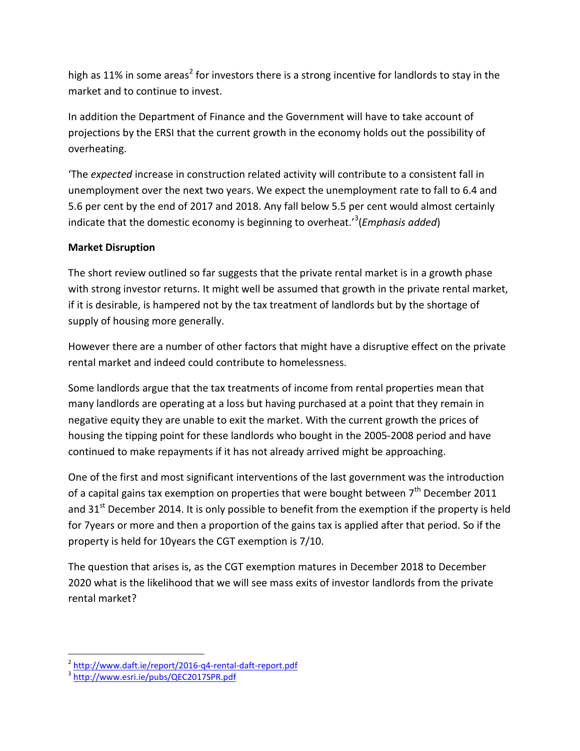high as 11% in some areas[2] for investors there is a strong incentive for landlords to stay in the market and to continue to invest.

In addition the Department of Finance and the Government will have to take account of projections by the ERSI that the current growth in the economy holds out the possibility of overheating.

'The *expected* increase in construction related activity will contribute to a consistent fall in unemployment over the next two years. We expect the unemployment rate to fall to 6.4 and 5.6 per cent by the end of 2017 and 2018. Any fall below 5.5 per cent would almost certainly indicate that the domestic economy is beginning to overheat.'[3](*Emphasis added*)

**Market Disruption**

The short review outlined so far suggests that the private rental market is in a growth phase with strong investor returns. It might well be assumed that growth in the private rental market, if it is desirable, is hampered not by the tax treatment of landlords but by the shortage of supply of housing more generally.

However there are a number of other factors that might have a disruptive effect on the private rental market and indeed could contribute to homelessness.

Some landlords argue that the tax treatments of income from rental properties mean that many landlords are operating at a loss but having purchased at a point that they remain in negative equity they are unable to exit the market. With the current growth the prices of housing the tipping point for these landlords who bought in the 2005-2008 period and have continued to make repayments if it has not already arrived might be approaching.

One of the first and most significant interventions of the last government was the introduction of a capital gains tax exemption on properties that were bought between 7th December 2011 and 31st December 2014. It is only possible to benefit from the exemption if the property is held for 7years or more and then a proportion of the gains tax is applied after that period. So if the property is held for 10years the CGT exemption is 7/10.

The question that arises is, as the CGT exemption matures in December 2018 to December 2020 what is the likelihood that we will see mass exits of investor landlords from the private rental market?

---

[2] http://www.daft.ie/report/2016-q4-rental-daft-report.pdf

[3] http://www.esri.ie/pubs/QEC2017SPR.pdf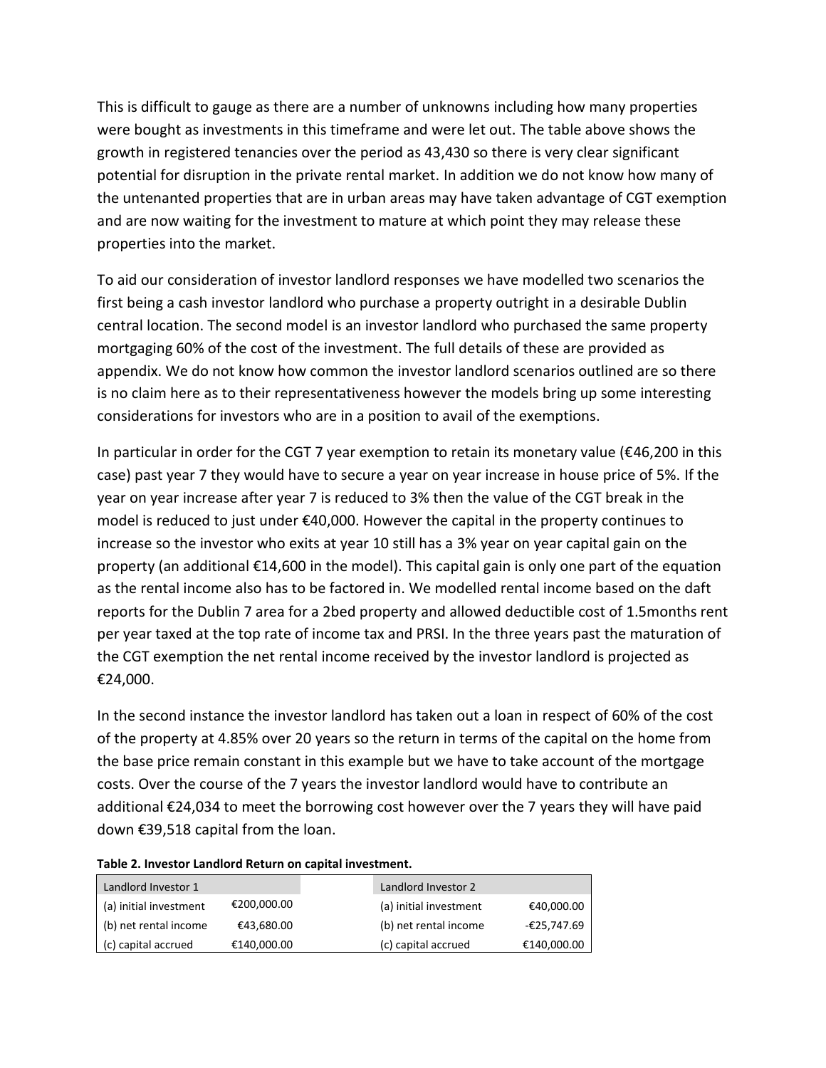This is difficult to gauge as there are a number of unknowns including how many properties were bought as investments in this timeframe and were let out. The table above shows the growth in registered tenancies over the period as 43,430 so there is very clear significant potential for disruption in the private rental market. In addition we do not know how many of the untenanted properties that are in urban areas may have taken advantage of CGT exemption and are now waiting for the investment to mature at which point they may release these properties into the market.

To aid our consideration of investor landlord responses we have modelled two scenarios the first being a cash investor landlord who purchase a property outright in a desirable Dublin central location. The second model is an investor landlord who purchased the same property mortgaging 60% of the cost of the investment. The full details of these are provided as appendix. We do not know how common the investor landlord scenarios outlined are so there is no claim here as to their representativeness however the models bring up some interesting considerations for investors who are in a position to avail of the exemptions.

In particular in order for the CGT 7 year exemption to retain its monetary value (€46,200 in this case) past year 7 they would have to secure a year on year increase in house price of 5%. If the year on year increase after year 7 is reduced to 3% then the value of the CGT break in the model is reduced to just under €40,000. However the capital in the property continues to increase so the investor who exits at year 10 still has a 3% year on year capital gain on the property (an additional €14,600 in the model). This capital gain is only one part of the equation as the rental income also has to be factored in. We modelled rental income based on the daft reports for the Dublin 7 area for a 2bed property and allowed deductible cost of 1.5months rent per year taxed at the top rate of income tax and PRSI. In the three years past the maturation of the CGT exemption the net rental income received by the investor landlord is projected as €24,000.

In the second instance the investor landlord has taken out a loan in respect of 60% of the cost of the property at 4.85% over 20 years so the return in terms of the capital on the home from the base price remain constant in this example but we have to take account of the mortgage costs. Over the course of the 7 years the investor landlord would have to contribute an additional €24,034 to meet the borrowing cost however over the 7 years they will have paid down €39,518 capital from the loan.

**Table 2. Investor Landlord Return on capital investment.**

| Landlord Investor 1 | | | Landlord Investor 2 | |
|---|---|---|---|---|
| (a) initial investment | €200,000.00 | | (a) initial investment | €40,000.00 |
| (b) net rental income | €43,680.00 | | (b) net rental income | -€25,747.69 |
| (c) capital accrued | €140,000.00 | | (c) capital accrued | €140,000.00 |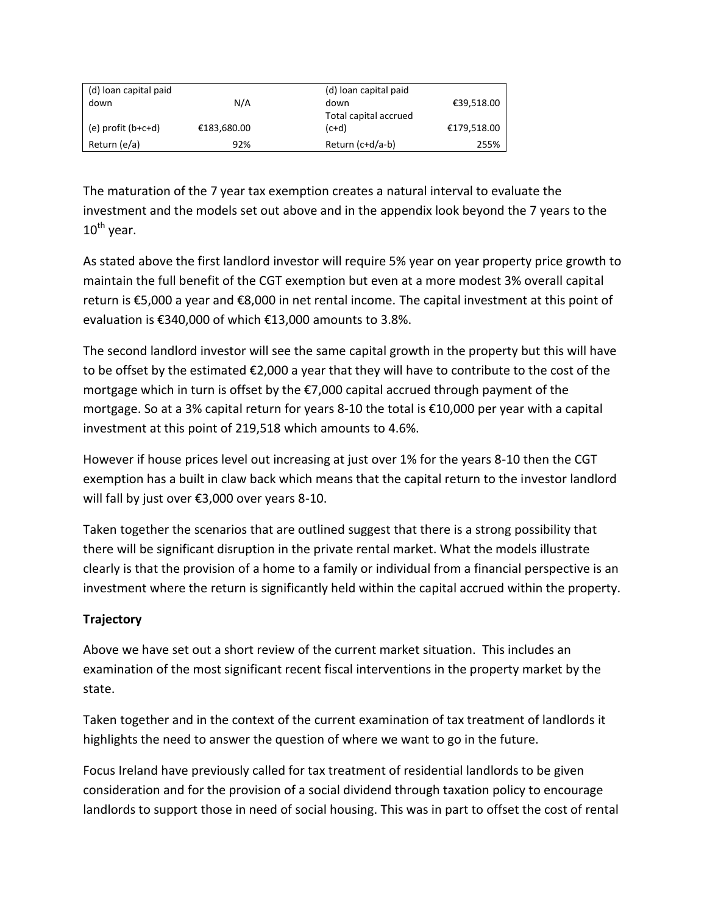| (d) loan capital paid down | N/A | (d) loan capital paid down | €39,518.00 |
|---|---|---|---|
| (e) profit (b+c+d) | €183,680.00 | Total capital accrued (c+d) | €179,518.00 |
| Return (e/a) | 92% | Return (c+d/a-b) | 255% |

The maturation of the 7 year tax exemption creates a natural interval to evaluate the investment and the models set out above and in the appendix look beyond the 7 years to the 10th year.

As stated above the first landlord investor will require 5% year on year property price growth to maintain the full benefit of the CGT exemption but even at a more modest 3% overall capital return is €5,000 a year and €8,000 in net rental income. The capital investment at this point of evaluation is €340,000 of which €13,000 amounts to 3.8%.

The second landlord investor will see the same capital growth in the property but this will have to be offset by the estimated €2,000 a year that they will have to contribute to the cost of the mortgage which in turn is offset by the €7,000 capital accrued through payment of the mortgage. So at a 3% capital return for years 8-10 the total is €10,000 per year with a capital investment at this point of 219,518 which amounts to 4.6%.

However if house prices level out increasing at just over 1% for the years 8-10 then the CGT exemption has a built in claw back which means that the capital return to the investor landlord will fall by just over €3,000 over years 8-10.

Taken together the scenarios that are outlined suggest that there is a strong possibility that there will be significant disruption in the private rental market. What the models illustrate clearly is that the provision of a home to a family or individual from a financial perspective is an investment where the return is significantly held within the capital accrued within the property.

**Trajectory**

Above we have set out a short review of the current market situation. This includes an examination of the most significant recent fiscal interventions in the property market by the state.

Taken together and in the context of the current examination of tax treatment of landlords it highlights the need to answer the question of where we want to go in the future.

Focus Ireland have previously called for tax treatment of residential landlords to be given consideration and for the provision of a social dividend through taxation policy to encourage landlords to support those in need of social housing. This was in part to offset the cost of rental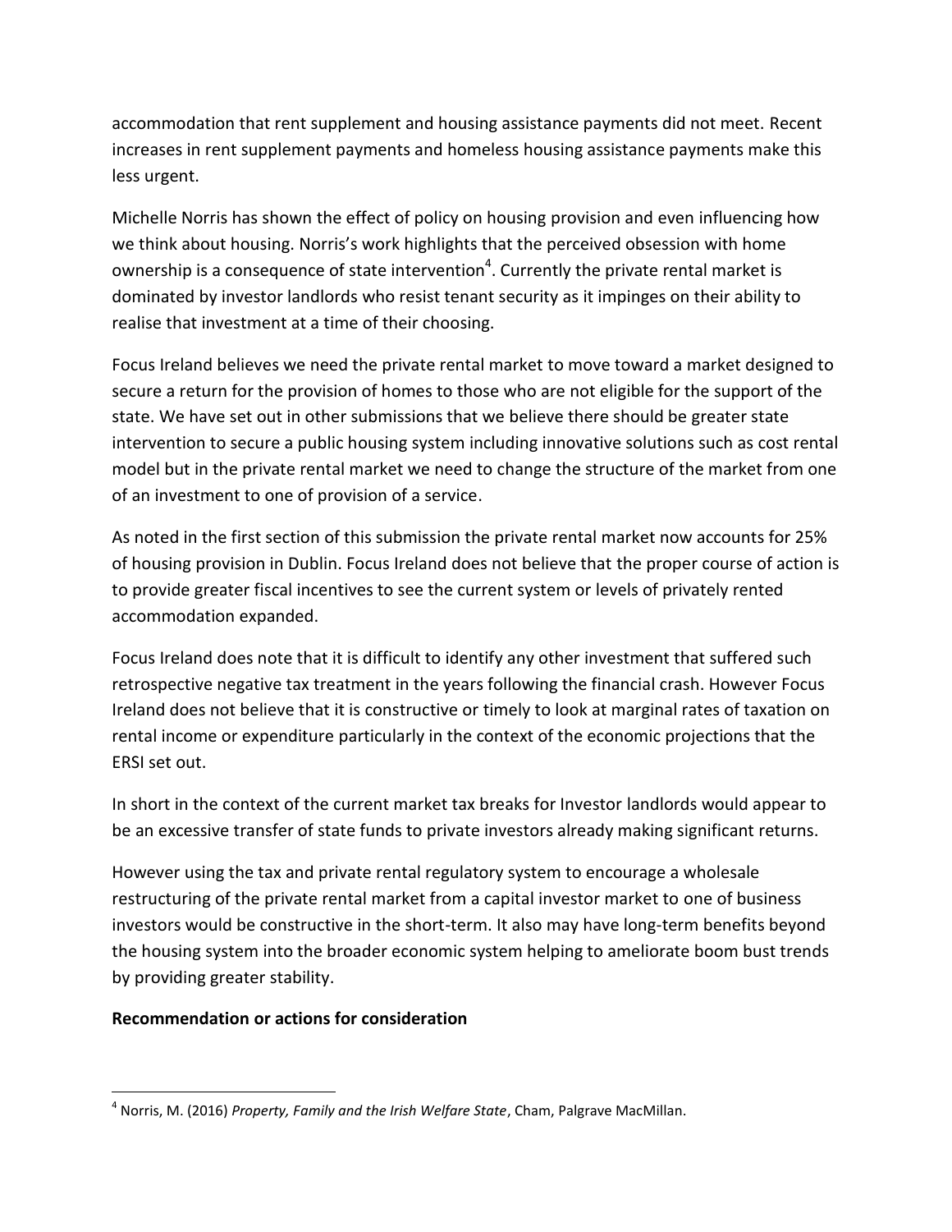accommodation that rent supplement and housing assistance payments did not meet. Recent increases in rent supplement payments and homeless housing assistance payments make this less urgent.

Michelle Norris has shown the effect of policy on housing provision and even influencing how we think about housing. Norris's work highlights that the perceived obsession with home ownership is a consequence of state intervention[4]. Currently the private rental market is dominated by investor landlords who resist tenant security as it impinges on their ability to realise that investment at a time of their choosing.

Focus Ireland believes we need the private rental market to move toward a market designed to secure a return for the provision of homes to those who are not eligible for the support of the state. We have set out in other submissions that we believe there should be greater state intervention to secure a public housing system including innovative solutions such as cost rental model but in the private rental market we need to change the structure of the market from one of an investment to one of provision of a service.

As noted in the first section of this submission the private rental market now accounts for 25% of housing provision in Dublin. Focus Ireland does not believe that the proper course of action is to provide greater fiscal incentives to see the current system or levels of privately rented accommodation expanded.

Focus Ireland does note that it is difficult to identify any other investment that suffered such retrospective negative tax treatment in the years following the financial crash. However Focus Ireland does not believe that it is constructive or timely to look at marginal rates of taxation on rental income or expenditure particularly in the context of the economic projections that the ERSI set out.

In short in the context of the current market tax breaks for Investor landlords would appear to be an excessive transfer of state funds to private investors already making significant returns.

However using the tax and private rental regulatory system to encourage a wholesale restructuring of the private rental market from a capital investor market to one of business investors would be constructive in the short-term. It also may have long-term benefits beyond the housing system into the broader economic system helping to ameliorate boom bust trends by providing greater stability.

**Recommendation or actions for consideration**

[4] Norris, M. (2016) *Property, Family and the Irish Welfare State*, Cham, Palgrave MacMillan.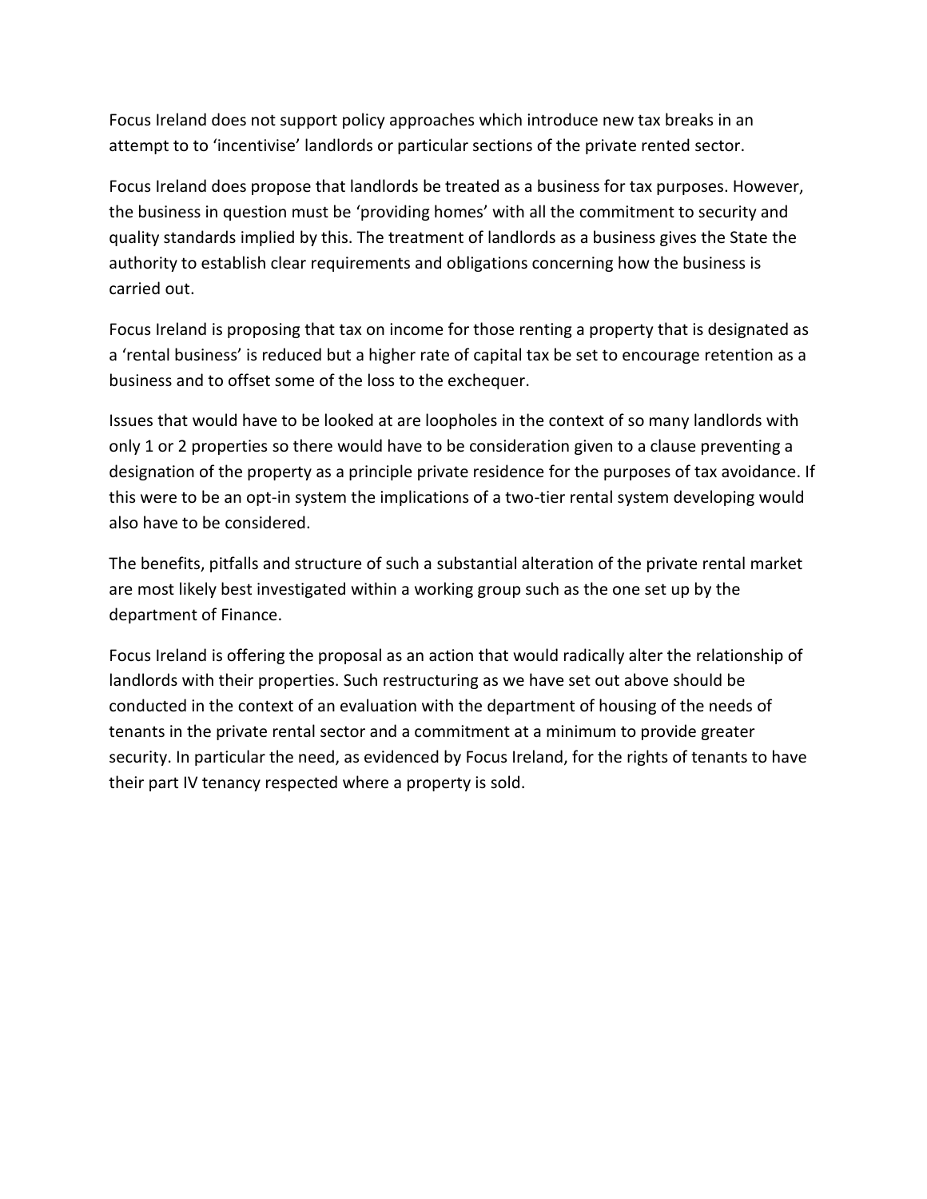Focus Ireland does not support policy approaches which introduce new tax breaks in an attempt to to 'incentivise' landlords or particular sections of the private rented sector.

Focus Ireland does propose that landlords be treated as a business for tax purposes. However, the business in question must be 'providing homes' with all the commitment to security and quality standards implied by this. The treatment of landlords as a business gives the State the authority to establish clear requirements and obligations concerning how the business is carried out.

Focus Ireland is proposing that tax on income for those renting a property that is designated as a 'rental business' is reduced but a higher rate of capital tax be set to encourage retention as a business and to offset some of the loss to the exchequer.

Issues that would have to be looked at are loopholes in the context of so many landlords with only 1 or 2 properties so there would have to be consideration given to a clause preventing a designation of the property as a principle private residence for the purposes of tax avoidance. If this were to be an opt-in system the implications of a two-tier rental system developing would also have to be considered.

The benefits, pitfalls and structure of such a substantial alteration of the private rental market are most likely best investigated within a working group such as the one set up by the department of Finance.

Focus Ireland is offering the proposal as an action that would radically alter the relationship of landlords with their properties. Such restructuring as we have set out above should be conducted in the context of an evaluation with the department of housing of the needs of tenants in the private rental sector and a commitment at a minimum to provide greater security. In particular the need, as evidenced by Focus Ireland, for the rights of tenants to have their part IV tenancy respected where a property is sold.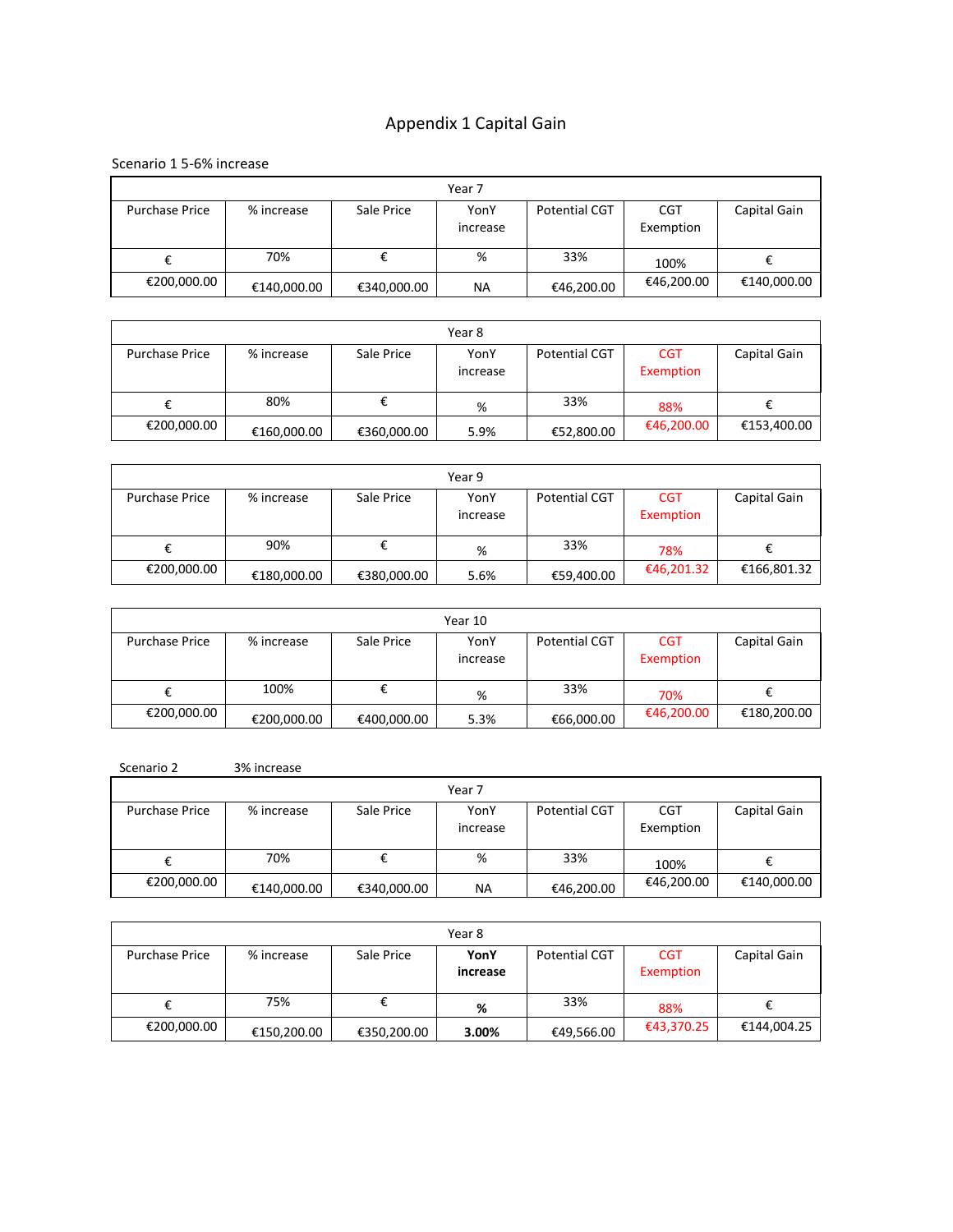# Appendix 1 Capital Gain

Scenario 1 5-6% increase

| Year 7 | | | | | | |
|---|---|---|---|---|---|---|
| Purchase Price | % increase | Sale Price | YonY increase | Potential CGT | CGT Exemption | Capital Gain |
| € | 70% | € | % | 33% | 100% | € |
| €200,000.00 | €140,000.00 | €340,000.00 | NA | €46,200.00 | €46,200.00 | €140,000.00 |

| Year 8 | | | | | | |
|---|---|---|---|---|---|---|
| Purchase Price | % increase | Sale Price | YonY increase | Potential CGT | CGT Exemption | Capital Gain |
| € | 80% | € | % | 33% | 88% | € |
| €200,000.00 | €160,000.00 | €360,000.00 | 5.9% | €52,800.00 | €46,200.00 | €153,400.00 |

| Year 9 | | | | | | |
|---|---|---|---|---|---|---|
| Purchase Price | % increase | Sale Price | YonY increase | Potential CGT | CGT Exemption | Capital Gain |
| € | 90% | € | % | 33% | 78% | € |
| €200,000.00 | €180,000.00 | €380,000.00 | 5.6% | €59,400.00 | €46,201.32 | €166,801.32 |

| Year 10 | | | | | | |
|---|---|---|---|---|---|---|
| Purchase Price | % increase | Sale Price | YonY increase | Potential CGT | CGT Exemption | Capital Gain |
| € | 100% | € | % | 33% | 70% | € |
| €200,000.00 | €200,000.00 | €400,000.00 | 5.3% | €66,000.00 | €46,200.00 | €180,200.00 |

Scenario 2 3% increase

| Year 7 | | | | | | |
|---|---|---|---|---|---|---|
| Purchase Price | % increase | Sale Price | YonY increase | Potential CGT | CGT Exemption | Capital Gain |
| € | 70% | € | % | 33% | 100% | € |
| €200,000.00 | €140,000.00 | €340,000.00 | NA | €46,200.00 | €46,200.00 | €140,000.00 |

| Year 8 | | | | | | |
|---|---|---|---|---|---|---|
| Purchase Price | % increase | Sale Price | **YonY increase** | Potential CGT | CGT Exemption | Capital Gain |
| € | 75% | € | **%** | 33% | 88% | € |
| €200,000.00 | €150,200.00 | €350,200.00 | **3.00%** | €49,566.00 | €43,370.25 | €144,004.25 |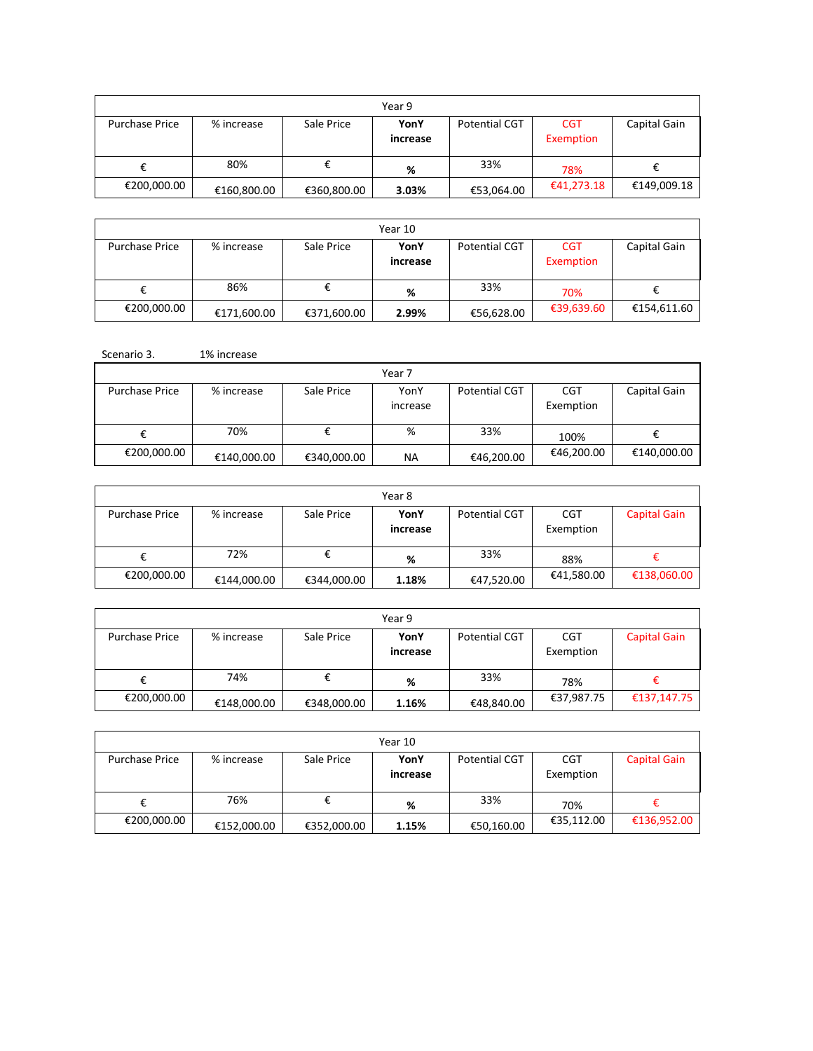| Year 9 | | | | | | |
|---|---|---|---|---|---|---|
| Purchase Price | % increase | Sale Price | **YonY increase** | Potential CGT | CGT Exemption | Capital Gain |
| € | 80% | € | **%** | 33% | 78% | € |
| €200,000.00 | €160,800.00 | €360,800.00 | **3.03%** | €53,064.00 | €41,273.18 | €149,009.18 |

| Year 10 | | | | | | |
|---|---|---|---|---|---|---|
| Purchase Price | % increase | Sale Price | **YonY increase** | Potential CGT | CGT Exemption | Capital Gain |
| € | 86% | € | **%** | 33% | 70% | € |
| €200,000.00 | €171,600.00 | €371,600.00 | **2.99%** | €56,628.00 | €39,639.60 | €154,611.60 |

Scenario 3. 1% increase

| Year 7 | | | | | | |
|---|---|---|---|---|---|---|
| Purchase Price | % increase | Sale Price | YonY increase | Potential CGT | CGT Exemption | Capital Gain |
| € | 70% | € | % | 33% | 100% | € |
| €200,000.00 | €140,000.00 | €340,000.00 | NA | €46,200.00 | €46,200.00 | €140,000.00 |

| Year 8 | | | | | | |
|---|---|---|---|---|---|---|
| Purchase Price | % increase | Sale Price | **YonY increase** | Potential CGT | CGT Exemption | Capital Gain |
| € | 72% | € | **%** | 33% | 88% | € |
| €200,000.00 | €144,000.00 | €344,000.00 | **1.18%** | €47,520.00 | €41,580.00 | €138,060.00 |

| Year 9 | | | | | | |
|---|---|---|---|---|---|---|
| Purchase Price | % increase | Sale Price | **YonY increase** | Potential CGT | CGT Exemption | Capital Gain |
| € | 74% | € | **%** | 33% | 78% | € |
| €200,000.00 | €148,000.00 | €348,000.00 | **1.16%** | €48,840.00 | €37,987.75 | €137,147.75 |

| Year 10 | | | | | | |
|---|---|---|---|---|---|---|
| Purchase Price | % increase | Sale Price | **YonY increase** | Potential CGT | CGT Exemption | Capital Gain |
| € | 76% | € | **%** | 33% | 70% | € |
| €200,000.00 | €152,000.00 | €352,000.00 | **1.15%** | €50,160.00 | €35,112.00 | €136,952.00 |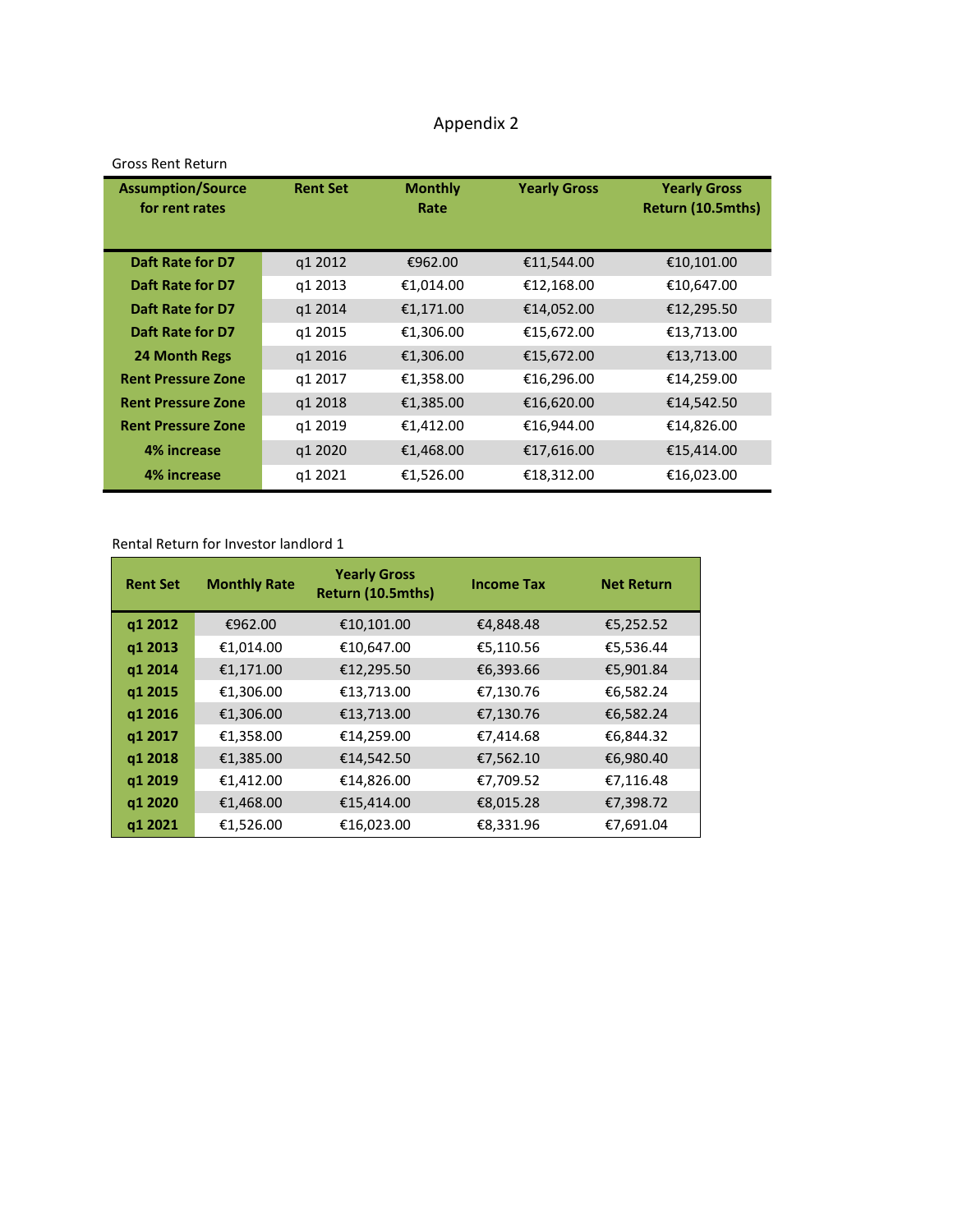# Appendix 2

Gross Rent Return

| Assumption/Source for rent rates | Rent Set | Monthly Rate | Yearly Gross | Yearly Gross Return (10.5mths) |
|---|---|---|---|---|
| Daft Rate for D7 | q1 2012 | €962.00 | €11,544.00 | €10,101.00 |
| Daft Rate for D7 | q1 2013 | €1,014.00 | €12,168.00 | €10,647.00 |
| Daft Rate for D7 | q1 2014 | €1,171.00 | €14,052.00 | €12,295.50 |
| Daft Rate for D7 | q1 2015 | €1,306.00 | €15,672.00 | €13,713.00 |
| 24 Month Regs | q1 2016 | €1,306.00 | €15,672.00 | €13,713.00 |
| Rent Pressure Zone | q1 2017 | €1,358.00 | €16,296.00 | €14,259.00 |
| Rent Pressure Zone | q1 2018 | €1,385.00 | €16,620.00 | €14,542.50 |
| Rent Pressure Zone | q1 2019 | €1,412.00 | €16,944.00 | €14,826.00 |
| 4% increase | q1 2020 | €1,468.00 | €17,616.00 | €15,414.00 |
| 4% increase | q1 2021 | €1,526.00 | €18,312.00 | €16,023.00 |

Rental Return for Investor landlord 1

| Rent Set | Monthly Rate | Yearly Gross Return (10.5mths) | Income Tax | Net Return |
|---|---|---|---|---|
| q1 2012 | €962.00 | €10,101.00 | €4,848.48 | €5,252.52 |
| q1 2013 | €1,014.00 | €10,647.00 | €5,110.56 | €5,536.44 |
| q1 2014 | €1,171.00 | €12,295.50 | €6,393.66 | €5,901.84 |
| q1 2015 | €1,306.00 | €13,713.00 | €7,130.76 | €6,582.24 |
| q1 2016 | €1,306.00 | €13,713.00 | €7,130.76 | €6,582.24 |
| q1 2017 | €1,358.00 | €14,259.00 | €7,414.68 | €6,844.32 |
| q1 2018 | €1,385.00 | €14,542.50 | €7,562.10 | €6,980.40 |
| q1 2019 | €1,412.00 | €14,826.00 | €7,709.52 | €7,116.48 |
| q1 2020 | €1,468.00 | €15,414.00 | €8,015.28 | €7,398.72 |
| q1 2021 | €1,526.00 | €16,023.00 | €8,331.96 | €7,691.04 |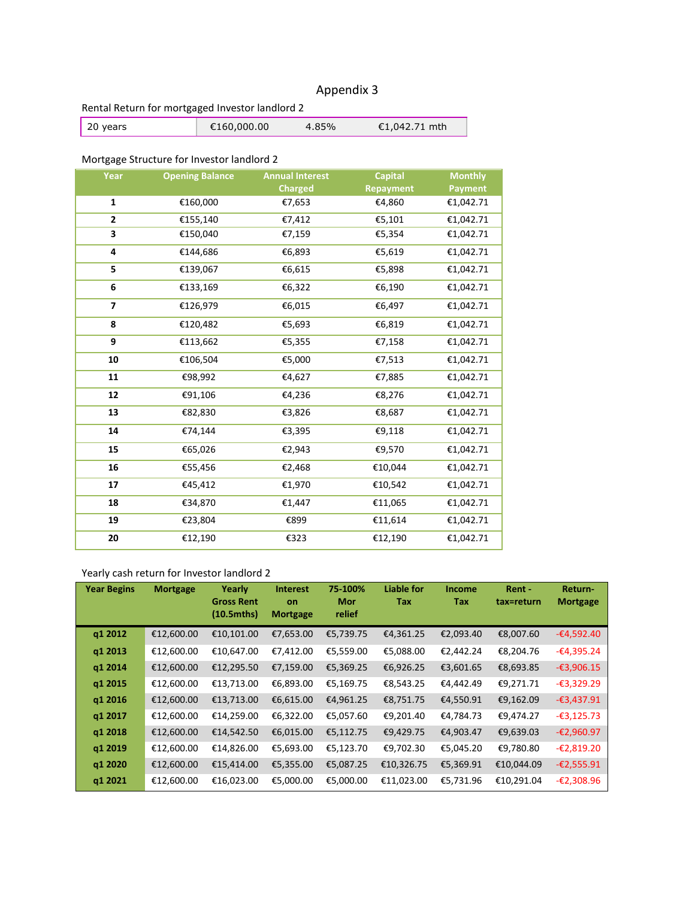# Appendix 3

Rental Return for mortgaged Investor landlord 2

| | | | |
|---|---|---|---|
| 20 years | €160,000.00 | 4.85% | €1,042.71 mth |

Mortgage Structure for Investor landlord 2

| Year | Opening Balance | Annual Interest Charged | Capital Repayment | Monthly Payment |
|---|---|---|---|---|
| 1 | €160,000 | €7,653 | €4,860 | €1,042.71 |
| 2 | €155,140 | €7,412 | €5,101 | €1,042.71 |
| 3 | €150,040 | €7,159 | €5,354 | €1,042.71 |
| 4 | €144,686 | €6,893 | €5,619 | €1,042.71 |
| 5 | €139,067 | €6,615 | €5,898 | €1,042.71 |
| 6 | €133,169 | €6,322 | €6,190 | €1,042.71 |
| 7 | €126,979 | €6,015 | €6,497 | €1,042.71 |
| 8 | €120,482 | €5,693 | €6,819 | €1,042.71 |
| 9 | €113,662 | €5,355 | €7,158 | €1,042.71 |
| 10 | €106,504 | €5,000 | €7,513 | €1,042.71 |
| 11 | €98,992 | €4,627 | €7,885 | €1,042.71 |
| 12 | €91,106 | €4,236 | €8,276 | €1,042.71 |
| 13 | €82,830 | €3,826 | €8,687 | €1,042.71 |
| 14 | €74,144 | €3,395 | €9,118 | €1,042.71 |
| 15 | €65,026 | €2,943 | €9,570 | €1,042.71 |
| 16 | €55,456 | €2,468 | €10,044 | €1,042.71 |
| 17 | €45,412 | €1,970 | €10,542 | €1,042.71 |
| 18 | €34,870 | €1,447 | €11,065 | €1,042.71 |
| 19 | €23,804 | €899 | €11,614 | €1,042.71 |
| 20 | €12,190 | €323 | €12,190 | €1,042.71 |

Yearly cash return for Investor landlord 2

| Year Begins | Mortgage | Yearly Gross Rent (10.5mths) | Interest on Mortgage | 75-100% Mor relief | Liable for Tax | Income Tax | Rent - tax=return | Return-Mortgage |
|---|---|---|---|---|---|---|---|---|
| q1 2012 | €12,600.00 | €10,101.00 | €7,653.00 | €5,739.75 | €4,361.25 | €2,093.40 | €8,007.60 | -€4,592.40 |
| q1 2013 | €12,600.00 | €10,647.00 | €7,412.00 | €5,559.00 | €5,088.00 | €2,442.24 | €8,204.76 | -€4,395.24 |
| q1 2014 | €12,600.00 | €12,295.50 | €7,159.00 | €5,369.25 | €6,926.25 | €3,601.65 | €8,693.85 | -€3,906.15 |
| q1 2015 | €12,600.00 | €13,713.00 | €6,893.00 | €5,169.75 | €8,543.25 | €4,442.49 | €9,271.71 | -€3,329.29 |
| q1 2016 | €12,600.00 | €13,713.00 | €6,615.00 | €4,961.25 | €8,751.75 | €4,550.91 | €9,162.09 | -€3,437.91 |
| q1 2017 | €12,600.00 | €14,259.00 | €6,322.00 | €5,057.60 | €9,201.40 | €4,784.73 | €9,474.27 | -€3,125.73 |
| q1 2018 | €12,600.00 | €14,542.50 | €6,015.00 | €5,112.75 | €9,429.75 | €4,903.47 | €9,639.03 | -€2,960.97 |
| q1 2019 | €12,600.00 | €14,826.00 | €5,693.00 | €5,123.70 | €9,702.30 | €5,045.20 | €9,780.80 | -€2,819.20 |
| q1 2020 | €12,600.00 | €15,414.00 | €5,355.00 | €5,087.25 | €10,326.75 | €5,369.91 | €10,044.09 | -€2,555.91 |
| q1 2021 | €12,600.00 | €16,023.00 | €5,000.00 | €5,000.00 | €11,023.00 | €5,731.96 | €10,291.04 | -€2,308.96 |